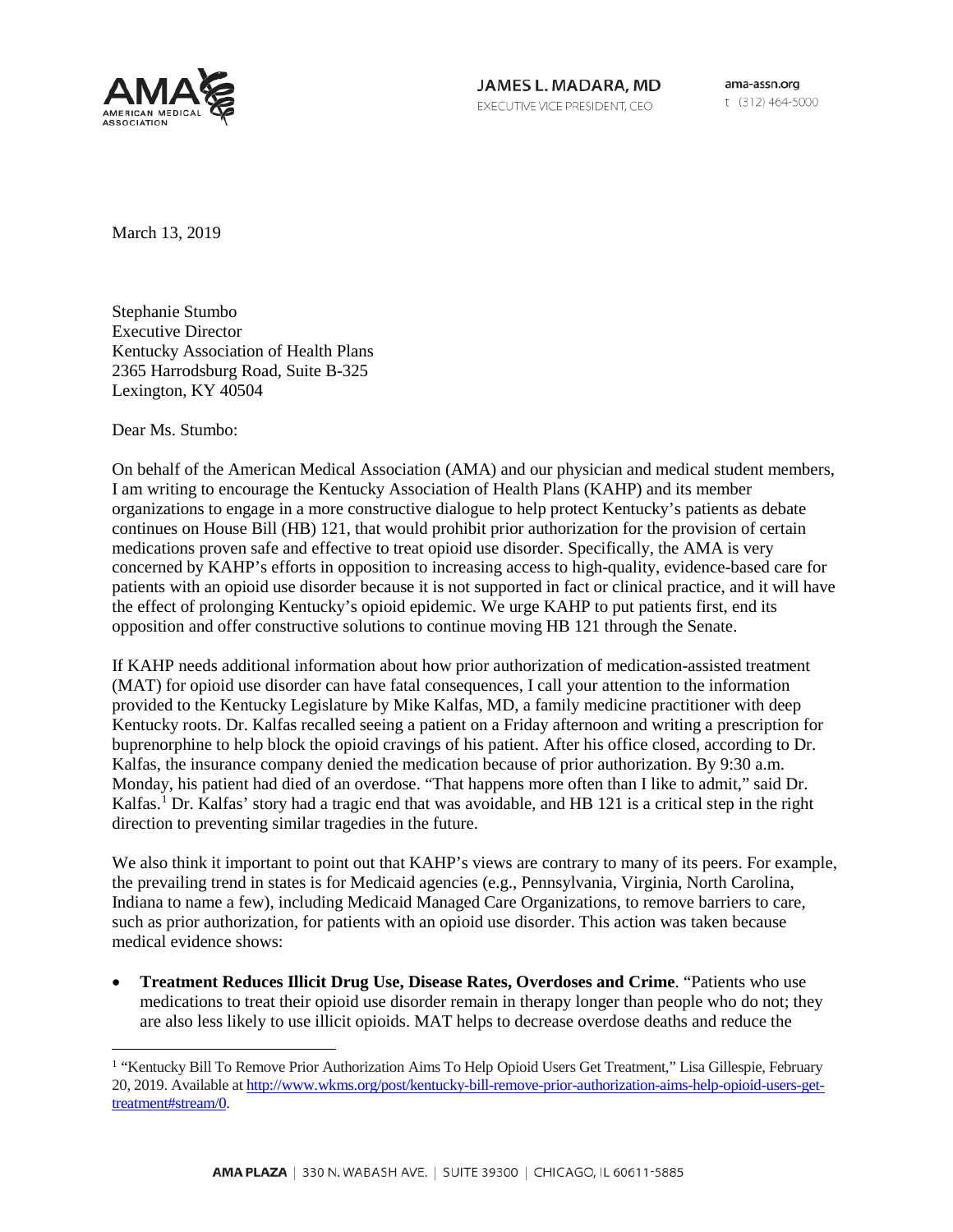AMA AMERICAN MEDICAL ASSOCIATION

JAMES L. MADARA, MD
EXECUTIVE VICE PRESIDENT, CEO

ama-assn.org
t (312) 464-5000

March 13, 2019

Stephanie Stumbo
Executive Director
Kentucky Association of Health Plans
2365 Harrodsburg Road, Suite B-325
Lexington, KY 40504

Dear Ms. Stumbo:

On behalf of the American Medical Association (AMA) and our physician and medical student members, I am writing to encourage the Kentucky Association of Health Plans (KAHP) and its member organizations to engage in a more constructive dialogue to help protect Kentucky's patients as debate continues on House Bill (HB) 121, that would prohibit prior authorization for the provision of certain medications proven safe and effective to treat opioid use disorder. Specifically, the AMA is very concerned by KAHP's efforts in opposition to increasing access to high-quality, evidence-based care for patients with an opioid use disorder because it is not supported in fact or clinical practice, and it will have the effect of prolonging Kentucky's opioid epidemic. We urge KAHP to put patients first, end its opposition and offer constructive solutions to continue moving HB 121 through the Senate.

If KAHP needs additional information about how prior authorization of medication-assisted treatment (MAT) for opioid use disorder can have fatal consequences, I call your attention to the information provided to the Kentucky Legislature by Mike Kalfas, MD, a family medicine practitioner with deep Kentucky roots. Dr. Kalfas recalled seeing a patient on a Friday afternoon and writing a prescription for buprenorphine to help block the opioid cravings of his patient. After his office closed, according to Dr. Kalfas, the insurance company denied the medication because of prior authorization. By 9:30 a.m. Monday, his patient had died of an overdose. "That happens more often than I like to admit," said Dr. Kalfas.[1] Dr. Kalfas' story had a tragic end that was avoidable, and HB 121 is a critical step in the right direction to preventing similar tragedies in the future.

We also think it important to point out that KAHP's views are contrary to many of its peers. For example, the prevailing trend in states is for Medicaid agencies (e.g., Pennsylvania, Virginia, North Carolina, Indiana to name a few), including Medicaid Managed Care Organizations, to remove barriers to care, such as prior authorization, for patients with an opioid use disorder. This action was taken because medical evidence shows:

- **Treatment Reduces Illicit Drug Use, Disease Rates, Overdoses and Crime**. "Patients who use medications to treat their opioid use disorder remain in therapy longer than people who do not; they are also less likely to use illicit opioids. MAT helps to decrease overdose deaths and reduce the

---

[1] "Kentucky Bill To Remove Prior Authorization Aims To Help Opioid Users Get Treatment," Lisa Gillespie, February 20, 2019. Available at http://www.wkms.org/post/kentucky-bill-remove-prior-authorization-aims-help-opioid-users-get-treatment#stream/0.

AMA PLAZA | 330 N. WABASH AVE. | SUITE 39300 | CHICAGO, IL 60611-5885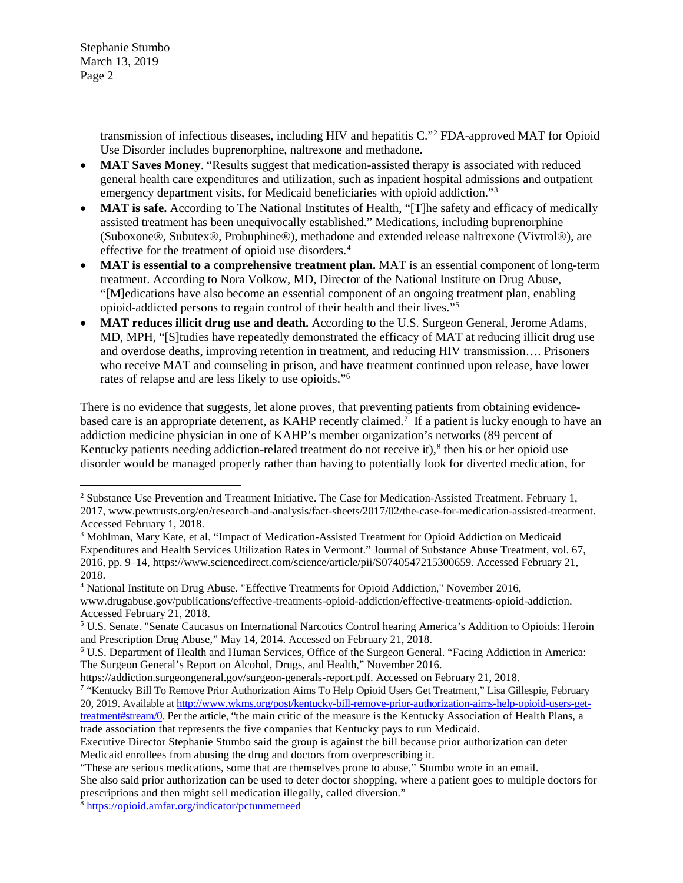transmission of infectious diseases, including HIV and hepatitis C."[2] FDA-approved MAT for Opioid Use Disorder includes buprenorphine, naltrexone and methadone.

- **MAT Saves Money**. "Results suggest that medication-assisted therapy is associated with reduced general health care expenditures and utilization, such as inpatient hospital admissions and outpatient emergency department visits, for Medicaid beneficiaries with opioid addiction."[3]
- **MAT is safe.** According to The National Institutes of Health, "[T]he safety and efficacy of medically assisted treatment has been unequivocally established." Medications, including buprenorphine (Suboxone®, Subutex®, Probuphine®), methadone and extended release naltrexone (Vivtrol®), are effective for the treatment of opioid use disorders.[4]
- **MAT is essential to a comprehensive treatment plan.** MAT is an essential component of long-term treatment. According to Nora Volkow, MD, Director of the National Institute on Drug Abuse, "[M]edications have also become an essential component of an ongoing treatment plan, enabling opioid-addicted persons to regain control of their health and their lives."[5]
- **MAT reduces illicit drug use and death.** According to the U.S. Surgeon General, Jerome Adams, MD, MPH, "[S]tudies have repeatedly demonstrated the efficacy of MAT at reducing illicit drug use and overdose deaths, improving retention in treatment, and reducing HIV transmission…. Prisoners who receive MAT and counseling in prison, and have treatment continued upon release, have lower rates of relapse and are less likely to use opioids."[6]

There is no evidence that suggests, let alone proves, that preventing patients from obtaining evidence-based care is an appropriate deterrent, as KAHP recently claimed.[7] If a patient is lucky enough to have an addiction medicine physician in one of KAHP's member organization's networks (89 percent of Kentucky patients needing addiction-related treatment do not receive it),[8] then his or her opioid use disorder would be managed properly rather than having to potentially look for diverted medication, for

---

[2] Substance Use Prevention and Treatment Initiative. The Case for Medication-Assisted Treatment. February 1, 2017, www.pewtrusts.org/en/research-and-analysis/fact-sheets/2017/02/the-case-for-medication-assisted-treatment. Accessed February 1, 2018.

[3] Mohlman, Mary Kate, et al. "Impact of Medication-Assisted Treatment for Opioid Addiction on Medicaid Expenditures and Health Services Utilization Rates in Vermont." Journal of Substance Abuse Treatment, vol. 67, 2016, pp. 9–14, https://www.sciencedirect.com/science/article/pii/S0740547215300659. Accessed February 21, 2018.

[4] National Institute on Drug Abuse. "Effective Treatments for Opioid Addiction," November 2016, www.drugabuse.gov/publications/effective-treatments-opioid-addiction/effective-treatments-opioid-addiction. Accessed February 21, 2018.

[5] U.S. Senate. "Senate Caucasus on International Narcotics Control hearing America's Addition to Opioids: Heroin and Prescription Drug Abuse," May 14, 2014. Accessed on February 21, 2018.

[6] U.S. Department of Health and Human Services, Office of the Surgeon General. "Facing Addiction in America: The Surgeon General's Report on Alcohol, Drugs, and Health," November 2016. https://addiction.surgeongeneral.gov/surgeon-generals-report.pdf. Accessed on February 21, 2018.

[7] "Kentucky Bill To Remove Prior Authorization Aims To Help Opioid Users Get Treatment," Lisa Gillespie, February 20, 2019. Available at http://www.wkms.org/post/kentucky-bill-remove-prior-authorization-aims-help-opioid-users-get-treatment#stream/0. Per the article, "the main critic of the measure is the Kentucky Association of Health Plans, a trade association that represents the five companies that Kentucky pays to run Medicaid.
Executive Director Stephanie Stumbo said the group is against the bill because prior authorization can deter Medicaid enrollees from abusing the drug and doctors from overprescribing it.
"These are serious medications, some that are themselves prone to abuse," Stumbo wrote in an email.
She also said prior authorization can be used to deter doctor shopping, where a patient goes to multiple doctors for prescriptions and then might sell medication illegally, called diversion."

[8] https://opioid.amfar.org/indicator/pctunmetneed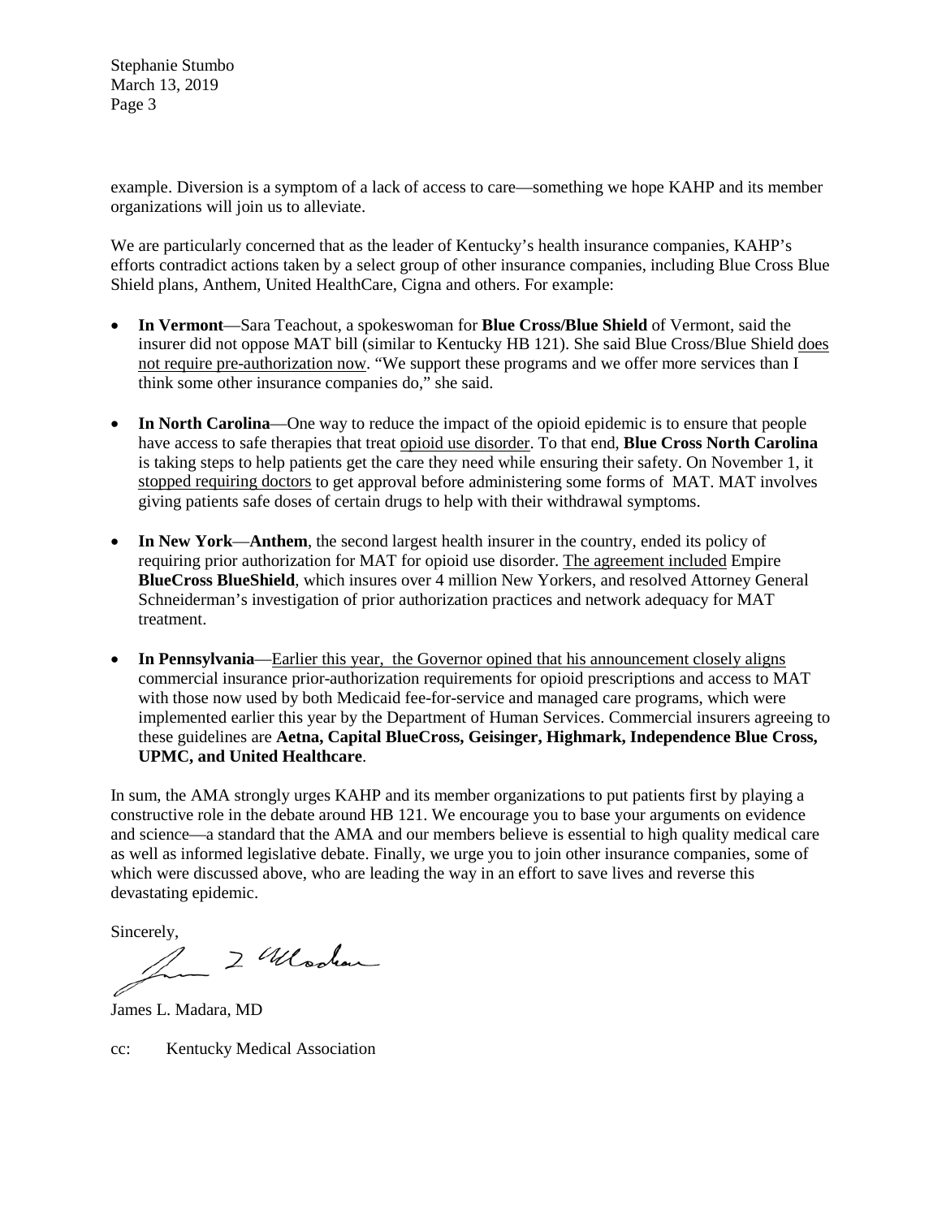example. Diversion is a symptom of a lack of access to care—something we hope KAHP and its member organizations will join us to alleviate.

We are particularly concerned that as the leader of Kentucky's health insurance companies, KAHP's efforts contradict actions taken by a select group of other insurance companies, including Blue Cross Blue Shield plans, Anthem, United HealthCare, Cigna and others. For example:

- **In Vermont**—Sara Teachout, a spokeswoman for **Blue Cross/Blue Shield** of Vermont, said the insurer did not oppose MAT bill (similar to Kentucky HB 121). She said Blue Cross/Blue Shield does not require pre-authorization now. "We support these programs and we offer more services than I think some other insurance companies do," she said.

- **In North Carolina**—One way to reduce the impact of the opioid epidemic is to ensure that people have access to safe therapies that treat opioid use disorder. To that end, **Blue Cross North Carolina** is taking steps to help patients get the care they need while ensuring their safety. On November 1, it stopped requiring doctors to get approval before administering some forms of MAT. MAT involves giving patients safe doses of certain drugs to help with their withdrawal symptoms.

- **In New York**—**Anthem**, the second largest health insurer in the country, ended its policy of requiring prior authorization for MAT for opioid use disorder. The agreement included Empire **BlueCross BlueShield**, which insures over 4 million New Yorkers, and resolved Attorney General Schneiderman's investigation of prior authorization practices and network adequacy for MAT treatment.

- **In Pennsylvania**—Earlier this year, the Governor opined that his announcement closely aligns commercial insurance prior-authorization requirements for opioid prescriptions and access to MAT with those now used by both Medicaid fee-for-service and managed care programs, which were implemented earlier this year by the Department of Human Services. Commercial insurers agreeing to these guidelines are **Aetna, Capital BlueCross, Geisinger, Highmark, Independence Blue Cross, UPMC, and United Healthcare**.

In sum, the AMA strongly urges KAHP and its member organizations to put patients first by playing a constructive role in the debate around HB 121. We encourage you to base your arguments on evidence and science—a standard that the AMA and our members believe is essential to high quality medical care as well as informed legislative debate. Finally, we urge you to join other insurance companies, some of which were discussed above, who are leading the way in an effort to save lives and reverse this devastating epidemic.

Sincerely,

James L. Madara, MD

cc: Kentucky Medical Association